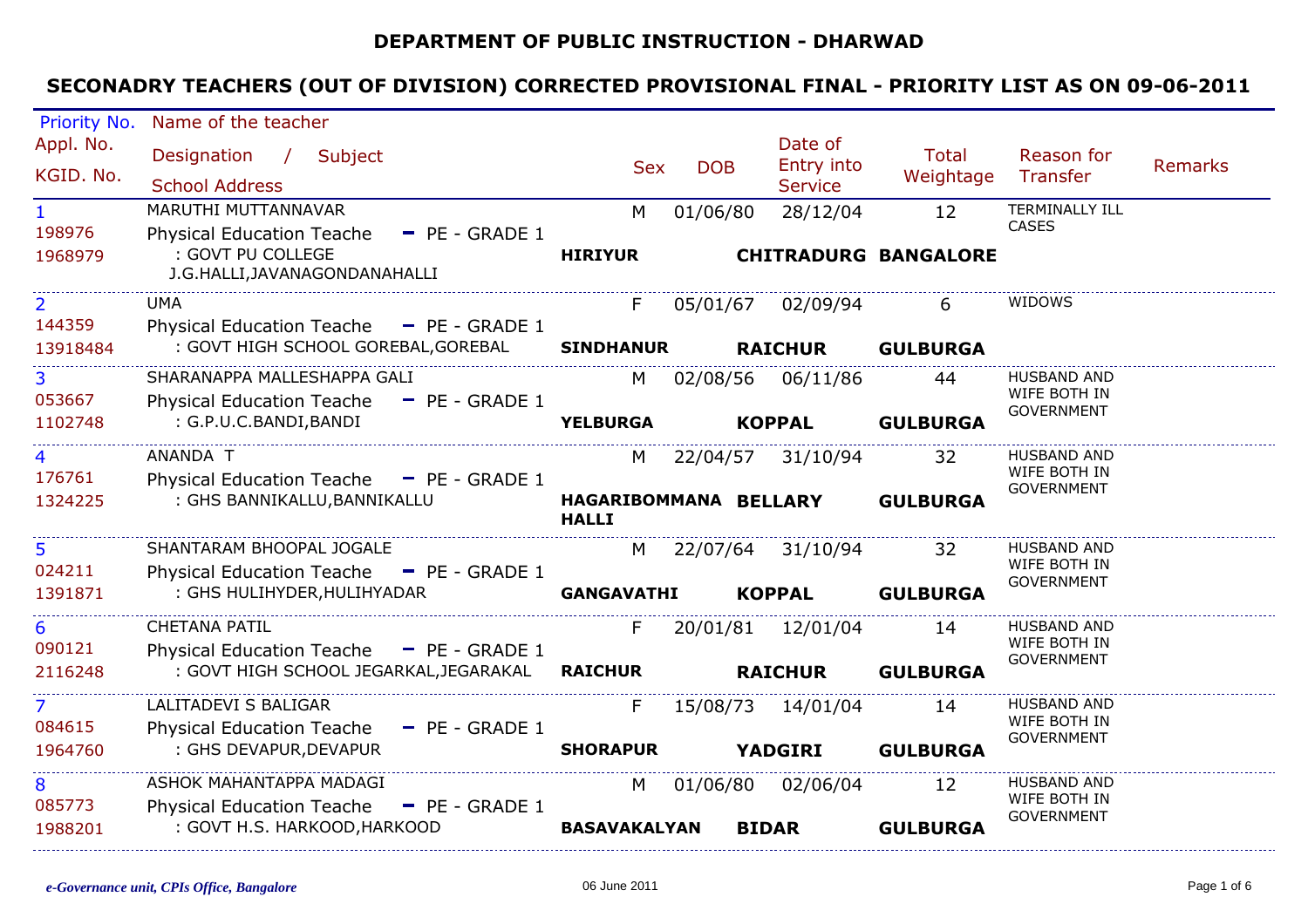## DEPARTMENT OF PUBLIC INSTRUCTION - DHARWAD

## SECONADRY TEACHERS (OUT OF DIVISION) CORRECTED PROVISIONAL FINAL - PRIORITY LIST AS ON 09-06-2011

| Priority No. / Appl. No. / KGID. No. | Name of the teacher / Designation / Subject / School Address | Sex | DOB | Date of Entry into Service | Total Weightage | Reason for Transfer | Remarks |
|---|---|---|---|---|---|---|---|
| 1 / 198976 / 1968979 | MARUTHI MUTTANNAVAR / Physical Education Teache - PE - GRADE 1 / : GOVT PU COLLEGE J.G.HALLI,JAVANAGONDANAHALLI / HIRIYUR / CHITRADURG / BANGALORE | M | 01/06/80 | 28/12/04 | 12 | TERMINALLY ILL CASES | |
| 2 / 144359 / 13918484 | UMA / Physical Education Teache - PE - GRADE 1 / : GOVT HIGH SCHOOL GOREBAL,GOREBAL / SINDHANUR / RAICHUR / GULBURGA | F | 05/01/67 | 02/09/94 | 6 | WIDOWS | |
| 3 / 053667 / 1102748 | SHARANAPPA MALLESHAPPA GALI / Physical Education Teache - PE - GRADE 1 / : G.P.U.C.BANDI,BANDI / YELBURGA / KOPPAL / GULBURGA | M | 02/08/56 | 06/11/86 | 44 | HUSBAND AND WIFE BOTH IN GOVERNMENT | |
| 4 / 176761 / 1324225 | ANANDA T / Physical Education Teache - PE - GRADE 1 / : GHS BANNIKALLU,BANNIKALLU / HAGARIBOMMANA HALLI / BELLARY / GULBURGA | M | 22/04/57 | 31/10/94 | 32 | HUSBAND AND WIFE BOTH IN GOVERNMENT | |
| 5 / 024211 / 1391871 | SHANTARAM BHOOPAL JOGALE / Physical Education Teache - PE - GRADE 1 / : GHS HULIHYDER,HULIHYADAR / GANGAVATHI / KOPPAL / GULBURGA | M | 22/07/64 | 31/10/94 | 32 | HUSBAND AND WIFE BOTH IN GOVERNMENT | |
| 6 / 090121 / 2116248 | CHETANA PATIL / Physical Education Teache - PE - GRADE 1 / : GOVT HIGH SCHOOL JEGARKAL,JEGARAKAL / RAICHUR / RAICHUR / GULBURGA | F | 20/01/81 | 12/01/04 | 14 | HUSBAND AND WIFE BOTH IN GOVERNMENT | |
| 7 / 084615 / 1964760 | LALITADEVI S BALIGAR / Physical Education Teache - PE - GRADE 1 / : GHS DEVAPUR,DEVAPUR / SHORAPUR / YADGIRI / GULBURGA | F | 15/08/73 | 14/01/04 | 14 | HUSBAND AND WIFE BOTH IN GOVERNMENT | |
| 8 / 085773 / 1988201 | ASHOK MAHANTAPPA MADAGI / Physical Education Teache - PE - GRADE 1 / : GOVT H.S. HARKOOD,HARKOOD / BASAVAKALYAN / BIDAR / GULBURGA | M | 01/06/80 | 02/06/04 | 12 | HUSBAND AND WIFE BOTH IN GOVERNMENT | |

*e-Governance unit, CPIs Office, Bangalore* 06 June 2011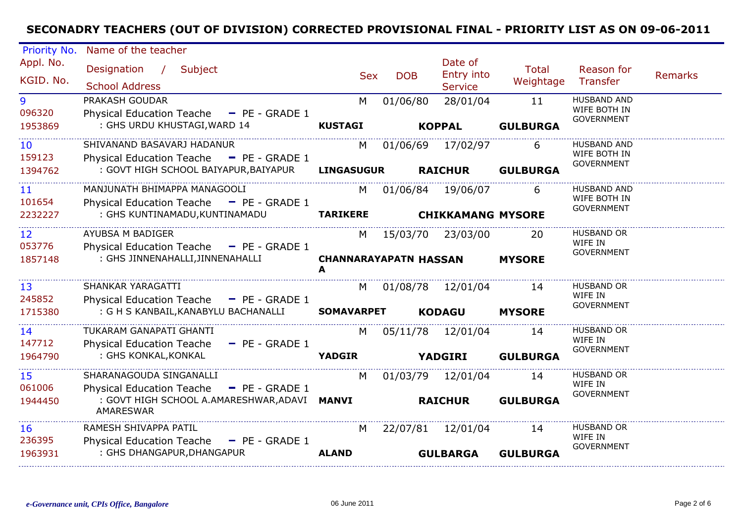## SECONADRY TEACHERS (OUT OF DIVISION) CORRECTED PROVISIONAL FINAL - PRIORITY LIST AS ON 09-06-2011

| Priority No. / Appl. No. / KGID. No. | Name of the teacher / Designation / Subject / School Address | Sex | DOB | Date of Entry into Service | Total Weightage | Reason for Transfer | Remarks |
|---|---|---|---|---|---|---|---|
| 9 / 096320 / 1953869 | PRAKASH GOUDAR / Physical Education Teache - PE - GRADE 1 / : GHS URDU KHUSTAGI,WARD 14 / **KUSTAGI** **KOPPAL** **GULBURGA** | M | 01/06/80 | 28/01/04 | 11 | HUSBAND AND WIFE BOTH IN GOVERNMENT | |
| 10 / 159123 / 1394762 | SHIVANAND BASAVARJ HADANUR / Physical Education Teache - PE - GRADE 1 / : GOVT HIGH SCHOOL BAIYAPUR,BAIYAPUR / **LINGASUGUR** **RAICHUR** **GULBURGA** | M | 01/06/69 | 17/02/97 | 6 | HUSBAND AND WIFE BOTH IN GOVERNMENT | |
| 11 / 101654 / 2232227 | MANJUNATH BHIMAPPA MANAGOOLI / Physical Education Teache - PE - GRADE 1 / : GHS KUNTINAMADU,KUNTINAMADU / **TARIKERE** **CHIKKAMANG** **MYSORE** | M | 01/06/84 | 19/06/07 | 6 | HUSBAND AND WIFE BOTH IN GOVERNMENT | |
| 12 / 053776 / 1857148 | AYUBSA M BADIGER / Physical Education Teache - PE - GRADE 1 / : GHS JINNENAHALLI,JINNENAHALLI / **CHANNARAYAPATNA** **HASSAN** **MYSORE** | M | 15/03/70 | 23/03/00 | 20 | HUSBAND OR WIFE IN GOVERNMENT | |
| 13 / 245852 / 1715380 | SHANKAR YARAGATTI / Physical Education Teache - PE - GRADE 1 / : G H S KANBAIL,KANABYLU BACHANALLI / **SOMAVARPET** **KODAGU** **MYSORE** | M | 01/08/78 | 12/01/04 | 14 | HUSBAND OR WIFE IN GOVERNMENT | |
| 14 / 147712 / 1964790 | TUKARAM GANAPATI GHANTI / Physical Education Teache - PE - GRADE 1 / : GHS KONKAL,KONKAL / **YADGIR** **YADGIRI** **GULBURGA** | M | 05/11/78 | 12/01/04 | 14 | HUSBAND OR WIFE IN GOVERNMENT | |
| 15 / 061006 / 1944450 | SHARANAGOUDA SINGANALLI / Physical Education Teache - PE - GRADE 1 / : GOVT HIGH SCHOOL A.AMARESHWAR,ADAVI AMARESWAR / **MANVI** **RAICHUR** **GULBURGA** | M | 01/03/79 | 12/01/04 | 14 | HUSBAND OR WIFE IN GOVERNMENT | |
| 16 / 236395 / 1963931 | RAMESH SHIVAPPA PATIL / Physical Education Teache - PE - GRADE 1 / : GHS DHANGAPUR,DHANGAPUR / **ALAND** **GULBARGA** **GULBURGA** | M | 22/07/81 | 12/01/04 | 14 | HUSBAND OR WIFE IN GOVERNMENT | |

*e-Governance unit, CPIs Office, Bangalore* 06 June 2011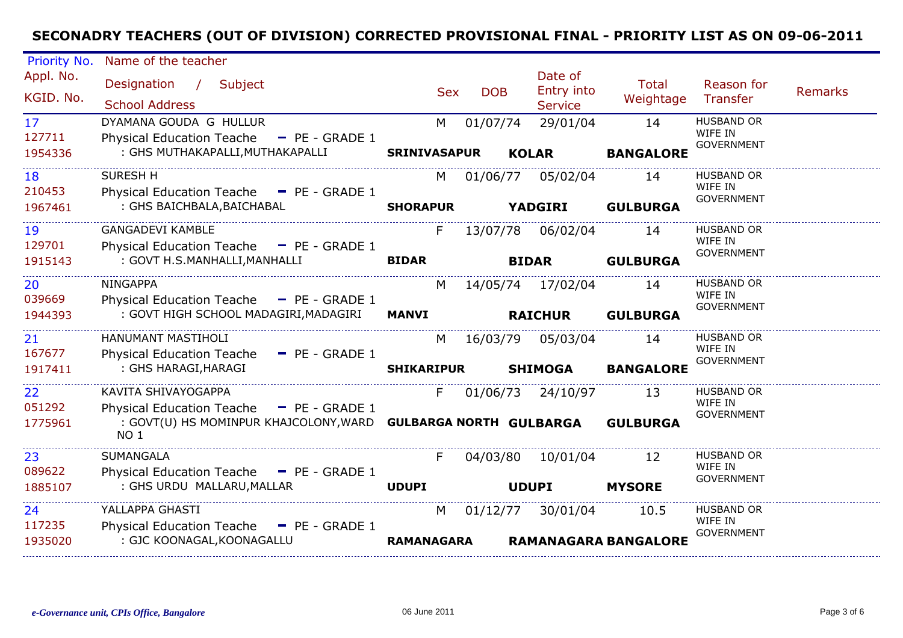# SECONADRY TEACHERS (OUT OF DIVISION) CORRECTED PROVISIONAL FINAL - PRIORITY LIST AS ON 09-06-2011

| Priority No. / Appl. No. / KGID. No. | Name of the teacher / Designation / Subject / School Address | Sex | DOB | Date of Entry into Service | Total Weightage | Reason for Transfer | Remarks |
|---|---|---|---|---|---|---|---|
| 17<br>127711<br>1954336 | DYAMANA GOUDA G HULLUR<br>Physical Education Teache - PE - GRADE 1<br>: GHS MUTHAKAPALLI,MUTHAKAPALLI **SRINIVASAPUR KOLAR BANGALORE** | M | 01/07/74 | 29/01/04 | 14 | HUSBAND OR WIFE IN GOVERNMENT | |
| 18<br>210453<br>1967461 | SURESH H<br>Physical Education Teache - PE - GRADE 1<br>: GHS BAICHBALA,BAICHABAL **SHORAPUR YADGIRI GULBURGA** | M | 01/06/77 | 05/02/04 | 14 | HUSBAND OR WIFE IN GOVERNMENT | |
| 19<br>129701<br>1915143 | GANGADEVI KAMBLE<br>Physical Education Teache - PE - GRADE 1<br>: GOVT H.S.MANHALLI,MANHALLI **BIDAR BIDAR GULBURGA** | F | 13/07/78 | 06/02/04 | 14 | HUSBAND OR WIFE IN GOVERNMENT | |
| 20<br>039669<br>1944393 | NINGAPPA<br>Physical Education Teache - PE - GRADE 1<br>: GOVT HIGH SCHOOL MADAGIRI,MADAGIRI **MANVI RAICHUR GULBURGA** | M | 14/05/74 | 17/02/04 | 14 | HUSBAND OR WIFE IN GOVERNMENT | |
| 21<br>167677<br>1917411 | HANUMANT MASTIHOLI<br>Physical Education Teache - PE - GRADE 1<br>: GHS HARAGI,HARAGI **SHIKARIPUR SHIMOGA BANGALORE** | M | 16/03/79 | 05/03/04 | 14 | HUSBAND OR WIFE IN GOVERNMENT | |
| 22<br>051292<br>1775961 | KAVITA SHIVAYOGAPPA<br>Physical Education Teache - PE - GRADE 1<br>: GOVT(U) HS MOMINPUR KHAJCOLONY,WARD NO 1 **GULBARGA NORTH GULBARGA GULBURGA** | F | 01/06/73 | 24/10/97 | 13 | HUSBAND OR WIFE IN GOVERNMENT | |
| 23<br>089622<br>1885107 | SUMANGALA<br>Physical Education Teache - PE - GRADE 1<br>: GHS URDU MALLARU,MALLAR **UDUPI UDUPI MYSORE** | F | 04/03/80 | 10/01/04 | 12 | HUSBAND OR WIFE IN GOVERNMENT | |
| 24<br>117235<br>1935020 | YALLAPPA GHASTI<br>Physical Education Teache - PE - GRADE 1<br>: GJC KOONAGAL,KOONAGALLU **RAMANAGARA RAMANAGARA BANGALORE** | M | 01/12/77 | 30/01/04 | 10.5 | HUSBAND OR WIFE IN GOVERNMENT | |

*e-Governance unit, CPIs Office, Bangalore* 06 June 2011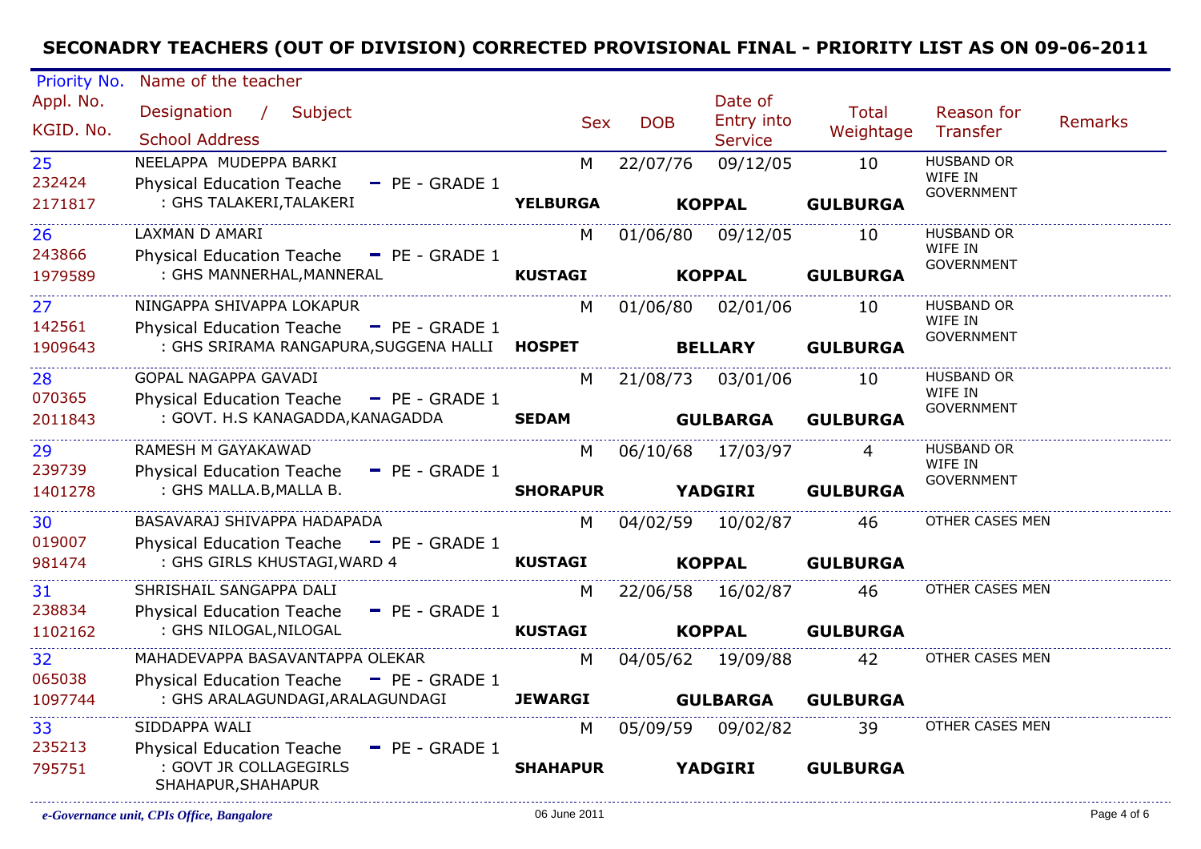# SECONADRY TEACHERS (OUT OF DIVISION) CORRECTED PROVISIONAL FINAL - PRIORITY LIST AS ON 09-06-2011

| Priority No. / Appl. No. / KGID. No. | Name of the teacher / Designation / Subject / School Address | Sex | DOB | Date of Entry into Service | Total Weightage | Reason for Transfer | Remarks |
|---|---|---|---|---|---|---|---|
| 25 / 232424 / 2171817 | NEELAPPA MUDEPPA BARKI / Physical Education Teache - PE - GRADE 1 / : GHS TALAKERI,TALAKERI / **YELBURGA** **KOPPAL** **GULBURGA** | M | 22/07/76 | 09/12/05 | 10 | HUSBAND OR WIFE IN GOVERNMENT | |
| 26 / 243866 / 1979589 | LAXMAN D AMARI / Physical Education Teache - PE - GRADE 1 / : GHS MANNERHAL,MANNERAL / **KUSTAGI** **KOPPAL** **GULBURGA** | M | 01/06/80 | 09/12/05 | 10 | HUSBAND OR WIFE IN GOVERNMENT | |
| 27 / 142561 / 1909643 | NINGAPPA SHIVAPPA LOKAPUR / Physical Education Teache - PE - GRADE 1 / : GHS SRIRAMA RANGAPURA,SUGGENA HALLI / **HOSPET** **BELLARY** **GULBURGA** | M | 01/06/80 | 02/01/06 | 10 | HUSBAND OR WIFE IN GOVERNMENT | |
| 28 / 070365 / 2011843 | GOPAL NAGAPPA GAVADI / Physical Education Teache - PE - GRADE 1 / : GOVT. H.S KANAGADDA,KANAGADDA / **SEDAM** **GULBARGA** **GULBURGA** | M | 21/08/73 | 03/01/06 | 10 | HUSBAND OR WIFE IN GOVERNMENT | |
| 29 / 239739 / 1401278 | RAMESH M GAYAKAWAD / Physical Education Teache - PE - GRADE 1 / : GHS MALLA.B,MALLA B. / **SHORAPUR** **YADGIRI** **GULBURGA** | M | 06/10/68 | 17/03/97 | 4 | HUSBAND OR WIFE IN GOVERNMENT | |
| 30 / 019007 / 981474 | BASAVARAJ SHIVAPPA HADAPADA / Physical Education Teache - PE - GRADE 1 / : GHS GIRLS KHUSTAGI,WARD 4 / **KUSTAGI** **KOPPAL** **GULBURGA** | M | 04/02/59 | 10/02/87 | 46 | OTHER CASES MEN | |
| 31 / 238834 / 1102162 | SHRISHAIL SANGAPPA DALI / Physical Education Teache - PE - GRADE 1 / : GHS NILOGAL,NILOGAL / **KUSTAGI** **KOPPAL** **GULBURGA** | M | 22/06/58 | 16/02/87 | 46 | OTHER CASES MEN | |
| 32 / 065038 / 1097744 | MAHADEVAPPA BASAVANTAPPA OLEKAR / Physical Education Teache - PE - GRADE 1 / : GHS ARALAGUNDAGI,ARALAGUNDAGI / **JEWARGI** **GULBARGA** **GULBURGA** | M | 04/05/62 | 19/09/88 | 42 | OTHER CASES MEN | |
| 33 / 235213 / 795751 | SIDDAPPA WALI / Physical Education Teache - PE - GRADE 1 / : GOVT JR COLLAGEGIRLS SHAHAPUR,SHAHAPUR / **SHAHAPUR** **YADGIRI** **GULBURGA** | M | 05/09/59 | 09/02/82 | 39 | OTHER CASES MEN | |

*e-Governance unit, CPIs Office, Bangalore* 06 June 2011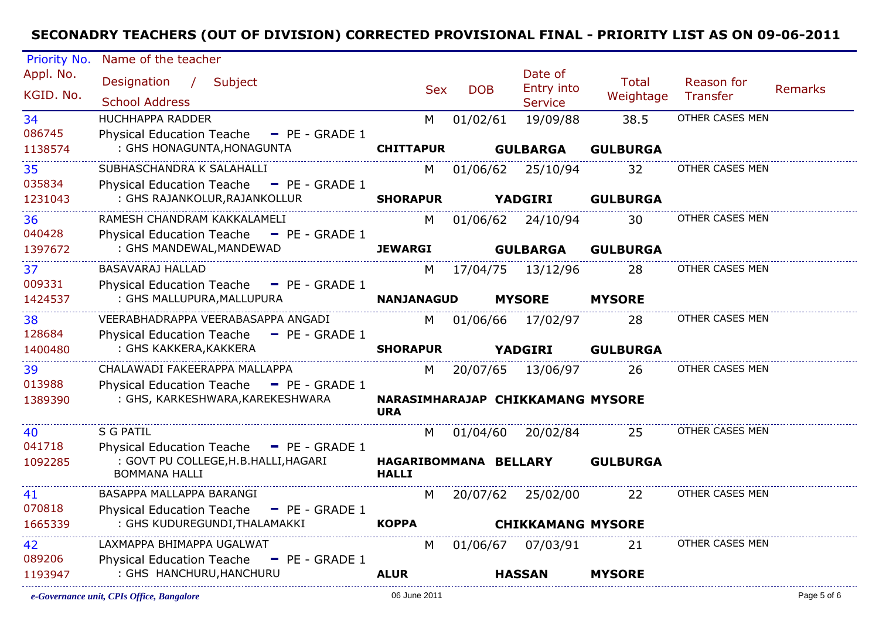# SECONADRY TEACHERS (OUT OF DIVISION) CORRECTED PROVISIONAL FINAL - PRIORITY LIST AS ON 09-06-2011

| Priority No. / Appl. No. / KGID. No. | Name of the teacher / Designation / Subject / School Address | Sex | DOB | Date of Entry into Service | Total Weightage | Reason for Transfer | Remarks |
|---|---|---|---|---|---|---|---|
| 34 / 086745 / 1138574 | HUCHHAPPA RADDER / Physical Education Teache - PE - GRADE 1 / : GHS HONAGUNTA,HONAGUNTA / **CHITTAPUR** **GULBARGA** **GULBURGA** | M | 01/02/61 | 19/09/88 | 38.5 | OTHER CASES MEN | |
| 35 / 035834 / 1231043 | SUBHASCHANDRA K SALAHALLI / Physical Education Teache - PE - GRADE 1 / : GHS RAJANKOLUR,RAJANKOLLUR / **SHORAPUR** **YADGIRI** **GULBURGA** | M | 01/06/62 | 25/10/94 | 32 | OTHER CASES MEN | |
| 36 / 040428 / 1397672 | RAMESH CHANDRAM KAKKALAMELI / Physical Education Teache - PE - GRADE 1 / : GHS MANDEWAL,MANDEWAD / **JEWARGI** **GULBARGA** **GULBURGA** | M | 01/06/62 | 24/10/94 | 30 | OTHER CASES MEN | |
| 37 / 009331 / 1424537 | BASAVARAJ HALLAD / Physical Education Teache - PE - GRADE 1 / : GHS MALLUPURA,MALLUPURA / **NANJANAGUD** **MYSORE** **MYSORE** | M | 17/04/75 | 13/12/96 | 28 | OTHER CASES MEN | |
| 38 / 128684 / 1400480 | VEERABHADRAPPA VEERABASAPPA ANGADI / Physical Education Teache - PE - GRADE 1 / : GHS KAKKERA,KAKKERA / **SHORAPUR** **YADGIRI** **GULBURGA** | M | 01/06/66 | 17/02/97 | 28 | OTHER CASES MEN | |
| 39 / 013988 / 1389390 | CHALAWADI FAKEERAPPA MALLAPPA / Physical Education Teache - PE - GRADE 1 / : GHS, KARKESHWARA,KAREKESHWARA / **NARASIMHARAJAPURA** **CHIKKAMANG** **MYSORE** | M | 20/07/65 | 13/06/97 | 26 | OTHER CASES MEN | |
| 40 / 041718 / 1092285 | S G PATIL / Physical Education Teache - PE - GRADE 1 / : GOVT PU COLLEGE,H.B.HALLI,HAGARI BOMMANA HALLI / **HAGARIBOMMANAHALLI** **BELLARY** **GULBURGA** | M | 01/04/60 | 20/02/84 | 25 | OTHER CASES MEN | |
| 41 / 070818 / 1665339 | BASAPPA MALLAPPA BARANGI / Physical Education Teache - PE - GRADE 1 / : GHS KUDUREGUNDI,THALAMAKKI / **KOPPA** **CHIKKAMANG** **MYSORE** | M | 20/07/62 | 25/02/00 | 22 | OTHER CASES MEN | |
| 42 / 089206 / 1193947 | LAXMAPPA BHIMAPPA UGALWAT / Physical Education Teache - PE - GRADE 1 / : GHS HANCHURU,HANCHURU / **ALUR** **HASSAN** **MYSORE** | M | 01/06/67 | 07/03/91 | 21 | OTHER CASES MEN | |

*e-Governance unit, CPIs Office, Bangalore* 06 June 2011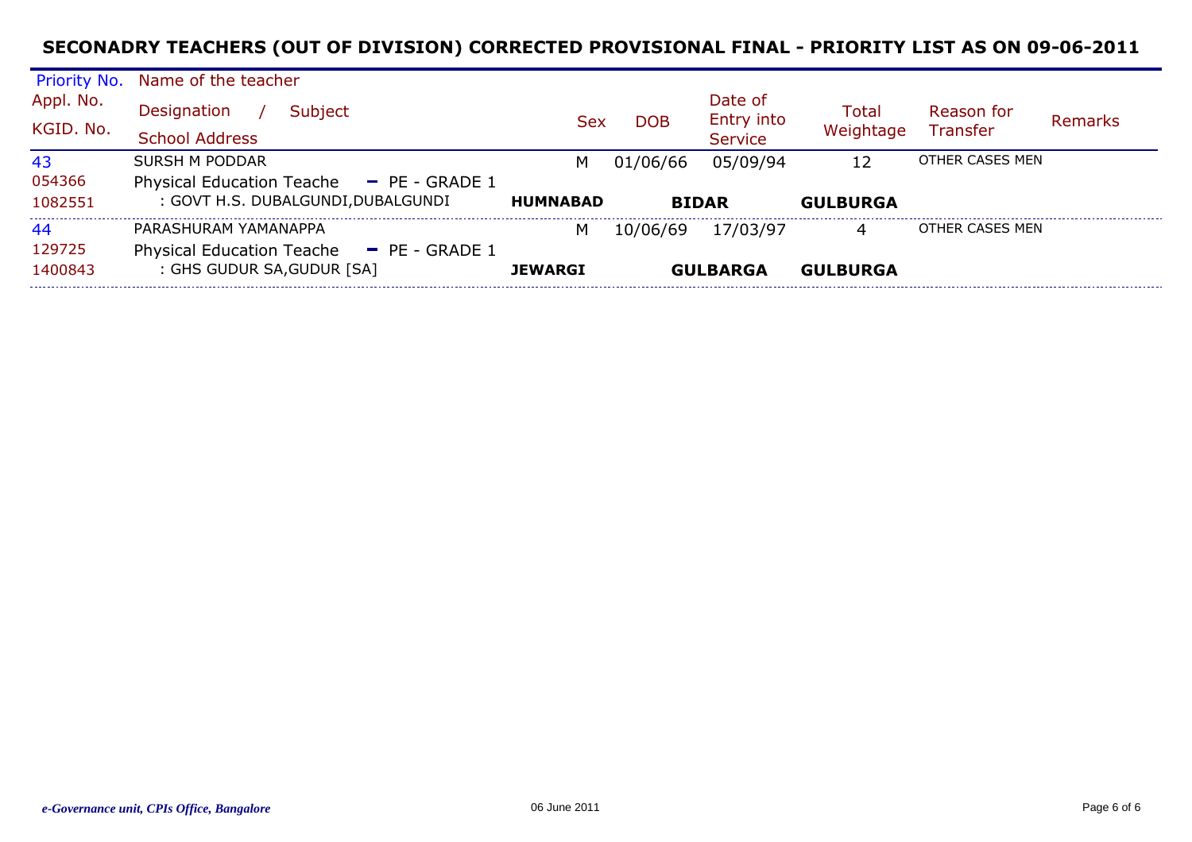## SECONADRY TEACHERS (OUT OF DIVISION) CORRECTED PROVISIONAL FINAL - PRIORITY LIST AS ON 09-06-2011

| Priority No. / Appl. No. / KGID. No. | Name of the teacher / Designation / Subject / School Address | Sex | DOB | Date of Entry into Service | Total Weightage | Reason for Transfer | Remarks |
|---|---|---|---|---|---|---|---|
| 43 | SURSH M PODDAR | M | 01/06/66 | 05/09/94 | 12 | OTHER CASES MEN | |
| 054366 | Physical Education Teache - PE - GRADE 1 | | | | | | |
| 1082551 | : GOVT H.S. DUBALGUNDI,DUBALGUNDI | **HUMNABAD** | | **BIDAR** | **GULBURGA** | | |
| 44 | PARASHURAM YAMANAPPA | M | 10/06/69 | 17/03/97 | 4 | OTHER CASES MEN | |
| 129725 | Physical Education Teache - PE - GRADE 1 | | | | | | |
| 1400843 | : GHS GUDUR SA,GUDUR [SA] | **JEWARGI** | | **GULBARGA** | **GULBURGA** | | |

*e-Governance unit, CPIs Office, Bangalore*

06 June 2011